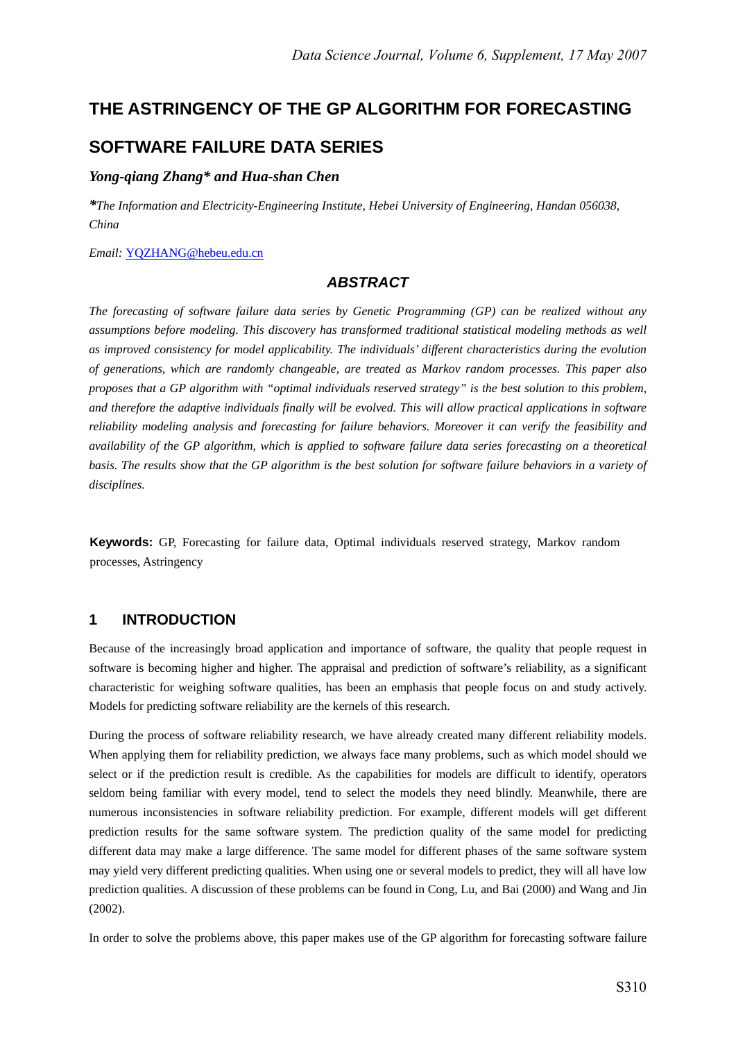# THE ASTRINGENCY OF THE GP ALGORITHM FOR FORECASTING SOFTWARE FAILURE DATA SERIES

***Yong-qiang Zhang\* and Hua-shan Chen***

*\*The Information and Electricity-Engineering Institute, Hebei University of Engineering, Handan 056038, China*

*Email:* YQZHANG@hebeu.edu.cn

## *ABSTRACT*

*The forecasting of software failure data series by Genetic Programming (GP) can be realized without any assumptions before modeling. This discovery has transformed traditional statistical modeling methods as well as improved consistency for model applicability. The individuals' different characteristics during the evolution of generations, which are randomly changeable, are treated as Markov random processes. This paper also proposes that a GP algorithm with "optimal individuals reserved strategy" is the best solution to this problem, and therefore the adaptive individuals finally will be evolved. This will allow practical applications in software reliability modeling analysis and forecasting for failure behaviors. Moreover it can verify the feasibility and availability of the GP algorithm, which is applied to software failure data series forecasting on a theoretical basis. The results show that the GP algorithm is the best solution for software failure behaviors in a variety of disciplines.*

**Keywords:** GP, Forecasting for failure data, Optimal individuals reserved strategy, Markov random processes, Astringency

## 1 INTRODUCTION

Because of the increasingly broad application and importance of software, the quality that people request in software is becoming higher and higher. The appraisal and prediction of software's reliability, as a significant characteristic for weighing software qualities, has been an emphasis that people focus on and study actively. Models for predicting software reliability are the kernels of this research.

During the process of software reliability research, we have already created many different reliability models. When applying them for reliability prediction, we always face many problems, such as which model should we select or if the prediction result is credible. As the capabilities for models are difficult to identify, operators seldom being familiar with every model, tend to select the models they need blindly. Meanwhile, there are numerous inconsistencies in software reliability prediction. For example, different models will get different prediction results for the same software system. The prediction quality of the same model for predicting different data may make a large difference. The same model for different phases of the same software system may yield very different predicting qualities. When using one or several models to predict, they will all have low prediction qualities. A discussion of these problems can be found in Cong, Lu, and Bai (2000) and Wang and Jin (2002).

In order to solve the problems above, this paper makes use of the GP algorithm for forecasting software failure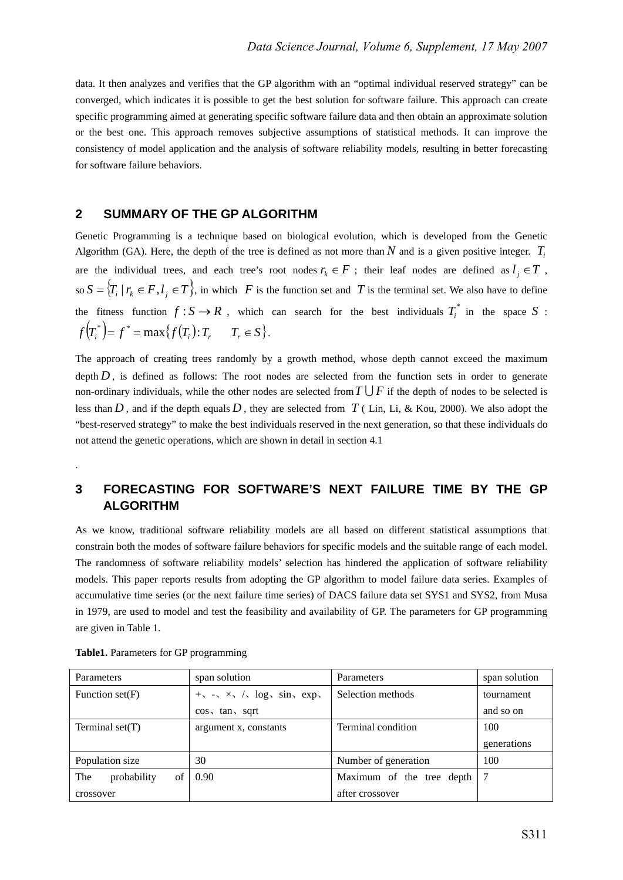data. It then analyzes and verifies that the GP algorithm with an "optimal individual reserved strategy" can be converged, which indicates it is possible to get the best solution for software failure. This approach can create specific programming aimed at generating specific software failure data and then obtain an approximate solution or the best one. This approach removes subjective assumptions of statistical methods. It can improve the consistency of model application and the analysis of software reliability models, resulting in better forecasting for software failure behaviors.

## 2 SUMMARY OF THE GP ALGORITHM

Genetic Programming is a technique based on biological evolution, which is developed from the Genetic Algorithm (GA). Here, the depth of the tree is defined as not more than $N$ and is a given positive integer. $T_i$ are the individual trees, and each tree's root nodes $r_k \in F$ ; their leaf nodes are defined as $l_j \in T$ , so $S = \{T_i \mid r_k \in F, l_j \in T\}$, in which $F$ is the function set and $T$ is the terminal set. We also have to define the fitness function $f : S \to R$ , which can search for the best individuals $T_i^*$ in the space $S$ : $f(T_i^*) = f^* = \max\{f(T_i) : T_r \quad T_r \in S\}$.

The approach of creating trees randomly by a growth method, whose depth cannot exceed the maximum depth $D$, is defined as follows: The root nodes are selected from the function sets in order to generate non-ordinary individuals, while the other nodes are selected from $T \bigcup F$ if the depth of nodes to be selected is less than $D$, and if the depth equals $D$, they are selected from $T$ ( Lin, Li, & Kou, 2000). We also adopt the "best-reserved strategy" to make the best individuals reserved in the next generation, so that these individuals do not attend the genetic operations, which are shown in detail in section 4.1

.

## 3 FORECASTING FOR SOFTWARE'S NEXT FAILURE TIME BY THE GP ALGORITHM

As we know, traditional software reliability models are all based on different statistical assumptions that constrain both the modes of software failure behaviors for specific models and the suitable range of each model. The randomness of software reliability models' selection has hindered the application of software reliability models. This paper reports results from adopting the GP algorithm to model failure data series. Examples of accumulative time series (or the next failure time series) of DACS failure data set SYS1 and SYS2, from Musa in 1979, are used to model and test the feasibility and availability of GP. The parameters for GP programming are given in Table 1.

**Table1.** Parameters for GP programming

| Parameters | span solution | Parameters | span solution |
|---|---|---|---|
| Function set(F) | +、-、×、/、log、sin、exp、cos、tan、sqrt | Selection methods | tournament and so on |
| Terminal set(T) | argument x, constants | Terminal condition | 100 generations |
| Population size | 30 | Number of generation | 100 |
| The probability of crossover | 0.90 | Maximum of the tree depth after crossover | 7 |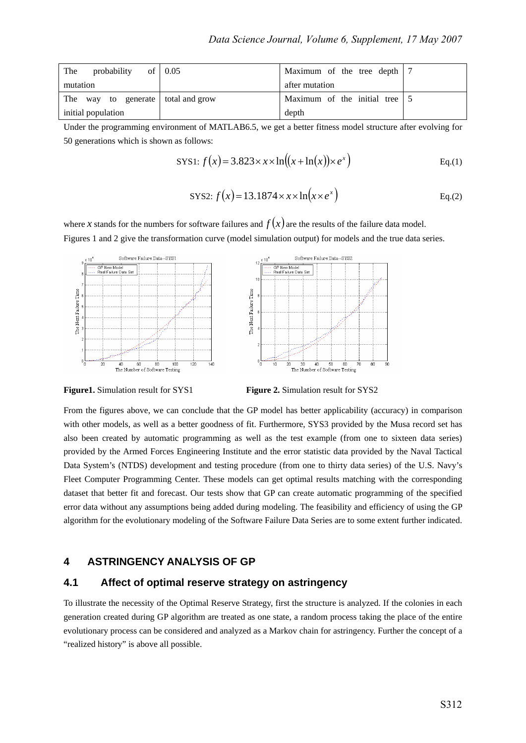| The probability of mutation | 0.05 | Maximum of the tree depth after mutation | 7 |
|---|---|---|---|
| The way to generate initial population | total and grow | Maximum of the initial tree depth | 5 |

Under the programming environment of MATLAB6.5, we get a better fitness model structure after evolving for 50 generations which is shown as follows:

$$\text{SYS1: } f(x) = 3.823 \times x \times \ln((x + \ln(x)) \times e^{x}) \qquad \text{Eq.(1)}$$

$$\text{SYS2: } f(x) = 13.1874 \times x \times \ln(x \times e^{x}) \qquad \text{Eq.(2)}$$

where $x$ stands for the numbers for software failures and $f(x)$ are the results of the failure data model. Figures 1 and 2 give the transformation curve (model simulation output) for models and the true data series.

**Figure1.** Simulation result for SYS1

**Figure 2.** Simulation result for SYS2

From the figures above, we can conclude that the GP model has better applicability (accuracy) in comparison with other models, as well as a better goodness of fit. Furthermore, SYS3 provided by the Musa record set has also been created by automatic programming as well as the test example (from one to sixteen data series) provided by the Armed Forces Engineering Institute and the error statistic data provided by the Naval Tactical Data System's (NTDS) development and testing procedure (from one to thirty data series) of the U.S. Navy's Fleet Computer Programming Center. These models can get optimal results matching with the corresponding dataset that better fit and forecast. Our tests show that GP can create automatic programming of the specified error data without any assumptions being added during modeling. The feasibility and efficiency of using the GP algorithm for the evolutionary modeling of the Software Failure Data Series are to some extent further indicated.

## 4 ASTRINGENCY ANALYSIS OF GP

### 4.1 Affect of optimal reserve strategy on astringency

To illustrate the necessity of the Optimal Reserve Strategy, first the structure is analyzed. If the colonies in each generation created during GP algorithm are treated as one state, a random process taking the place of the entire evolutionary process can be considered and analyzed as a Markov chain for astringency. Further the concept of a "realized history" is above all possible.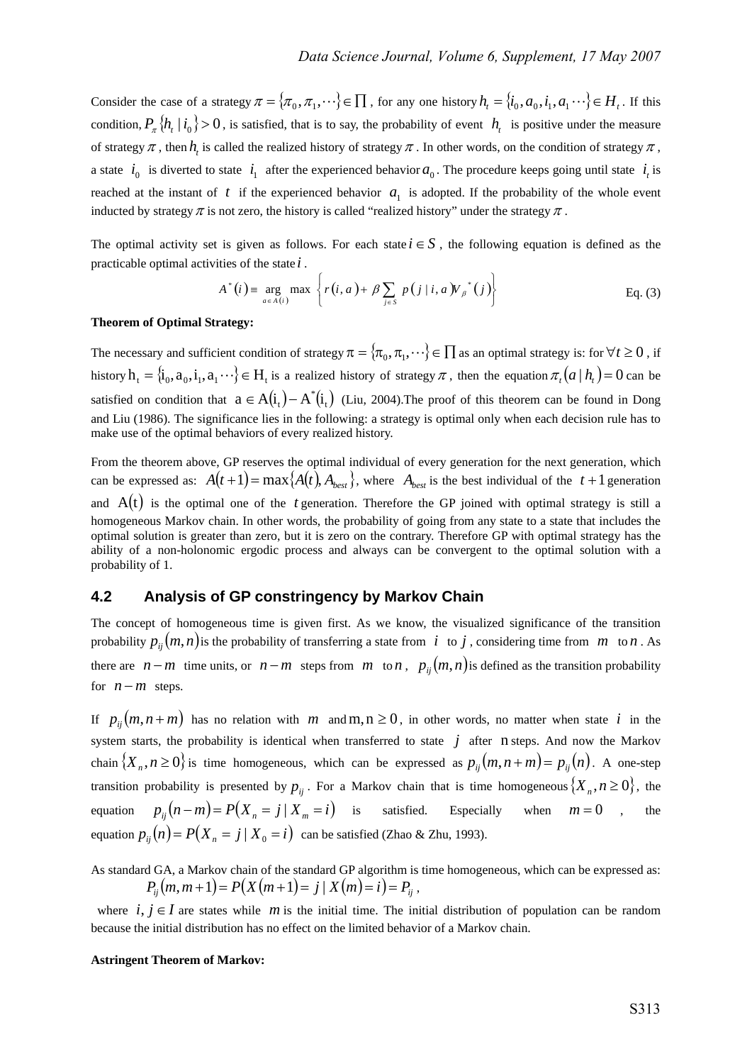Consider the case of a strategy $\pi = \{\pi_0, \pi_1, \cdots\} \in \prod$ , for any one history $h_t = \{i_0, a_0, i_1, a_1 \cdots\} \in H_t$ . If this condition, $P_\pi\{h_t \mid i_0\} > 0$ , is satisfied, that is to say, the probability of event $h_t$ is positive under the measure of strategy $\pi$ , then $h_t$ is called the realized history of strategy $\pi$ . In other words, on the condition of strategy $\pi$ , a state $i_0$ is diverted to state $i_1$ after the experienced behavior $a_0$ . The procedure keeps going until state $i_t$ is reached at the instant of $t$ if the experienced behavior $a_1$ is adopted. If the probability of the whole event inducted by strategy $\pi$ is not zero, the history is called "realized history" under the strategy $\pi$ .

The optimal activity set is given as follows. For each state $i \in S$ , the following equation is defined as the practicable optimal activities of the state $i$ .

$$A^*(i) \equiv \underset{a \in A(i)}{\arg\max} \left\{ r(i,a) + \beta \sum_{j \in S} p(j \mid i, a) V_\beta^*(j) \right\} \qquad \text{Eq. (3)}$$

**Theorem of Optimal Strategy:**

The necessary and sufficient condition of strategy $\pi = \{\pi_0, \pi_1, \cdots\} \in \prod$ as an optimal strategy is: for $\forall t \geq 0$ , if history $h_t = \{i_0, a_0, i_1, a_1 \cdots\} \in H_t$ is a realized history of strategy $\pi$ , then the equation $\pi_t(a \mid h_t) = 0$ can be satisfied on condition that $a \in A(i_t) - A^*(i_t)$ (Liu, 2004).The proof of this theorem can be found in Dong and Liu (1986). The significance lies in the following: a strategy is optimal only when each decision rule has to make use of the optimal behaviors of every realized history.

From the theorem above, GP reserves the optimal individual of every generation for the next generation, which can be expressed as: $A(t+1) = \max\{A(t), A_{best}\}$, where $A_{best}$ is the best individual of the $t+1$ generation and $A(t)$ is the optimal one of the $t$ generation. Therefore the GP joined with optimal strategy is still a homogeneous Markov chain. In other words, the probability of going from any state to a state that includes the optimal solution is greater than zero, but it is zero on the contrary. Therefore GP with optimal strategy has the ability of a non-holonomic ergodic process and always can be convergent to the optimal solution with a probability of 1.

## 4.2 Analysis of GP constringency by Markov Chain

The concept of homogeneous time is given first. As we know, the visualized significance of the transition probability $p_{ij}(m,n)$ is the probability of transferring a state from $i$ to $j$ , considering time from $m$ to $n$ . As there are $n-m$ time units, or $n-m$ steps from $m$ to $n$ , $p_{ij}(m,n)$ is defined as the transition probability for $n-m$ steps.

If $p_{ij}(m, n+m)$ has no relation with $m$ and $m, n \geq 0$ , in other words, no matter when state $i$ in the system starts, the probability is identical when transferred to state $j$ after $n$ steps. And now the Markov chain $\{X_n, n \geq 0\}$ is time homogeneous, which can be expressed as $p_{ij}(m, n+m) = p_{ij}(n)$ . A one-step transition probability is presented by $p_{ij}$ . For a Markov chain that is time homogeneous $\{X_n, n \geq 0\}$ , the equation $p_{ij}(n-m) = P(X_n = j \mid X_m = i)$ is satisfied. Especially when $m = 0$ , the equation $p_{ij}(n) = P(X_n = j \mid X_0 = i)$ can be satisfied (Zhao & Zhu, 1993).

As standard GA, a Markov chain of the standard GP algorithm is time homogeneous, which can be expressed as:

$$P_{ij}(m, m+1) = P(X(m+1) = j \mid X(m) = i) = P_{ij},$$

where $i, j \in I$ are states while $m$ is the initial time. The initial distribution of population can be random because the initial distribution has no effect on the limited behavior of a Markov chain.

**Astringent Theorem of Markov:**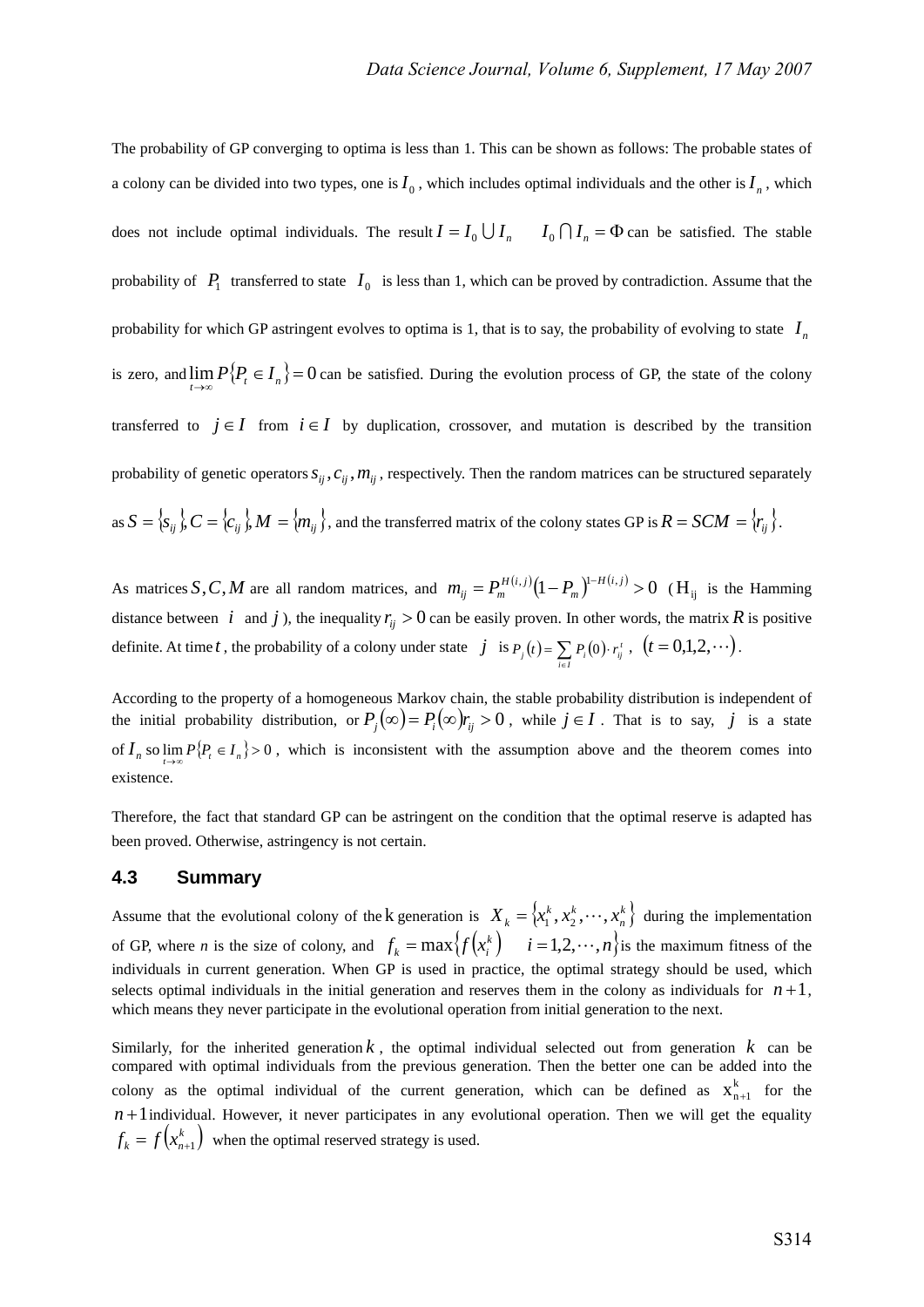The probability of GP converging to optima is less than 1. This can be shown as follows: The probable states of a colony can be divided into two types, one is $I_0$, which includes optimal individuals and the other is $I_n$, which does not include optimal individuals. The result $I = I_0 \bigcup I_n \quad I_0 \bigcap I_n = \Phi$ can be satisfied. The stable probability of $P_1$ transferred to state $I_0$ is less than 1, which can be proved by contradiction. Assume that the probability for which GP astringent evolves to optima is 1, that is to say, the probability of evolving to state $I_n$ is zero, and $\lim_{t \to \infty} P\{P_t \in I_n\} = 0$ can be satisfied. During the evolution process of GP, the state of the colony transferred to $j \in I$ from $i \in I$ by duplication, crossover, and mutation is described by the transition probability of genetic operators $s_{ij}, c_{ij}, m_{ij}$, respectively. Then the random matrices can be structured separately as $S = \{s_{ij}\}, C = \{c_{ij}\}, M = \{m_{ij}\}$, and the transferred matrix of the colony states GP is $R = SCM = \{r_{ij}\}$.

As matrices $S, C, M$ are all random matrices, and $m_{ij} = P_m^{H(i,j)}(1 - P_m)^{1-H(i,j)} > 0$ ($H_{ij}$ is the Hamming distance between $i$ and $j$), the inequality $r_{ij} > 0$ can be easily proven. In other words, the matrix $R$ is positive definite. At time $t$, the probability of a colony under state $j$ is $P_j(t) = \sum_{i \in I} P_i(0) \cdot r_{ij}^{\,t}$, $(t = 0,1,2,\cdots)$.

According to the property of a homogeneous Markov chain, the stable probability distribution is independent of the initial probability distribution, or $P_j(\infty) = P_i(\infty) r_{ij} > 0$, while $j \in I$. That is to say, $j$ is a state of $I_n$ so $\lim_{t \to \infty} P\{P_t \in I_n\} > 0$, which is inconsistent with the assumption above and the theorem comes into existence.

Therefore, the fact that standard GP can be astringent on the condition that the optimal reserve is adapted has been proved. Otherwise, astringency is not certain.

### 4.3 Summary

Assume that the evolutional colony of the $k$ generation is $X_k = \{x_1^k, x_2^k, \cdots, x_n^k\}$ during the implementation of GP, where *n* is the size of colony, and $f_k = \max\{f(x_i^k) \quad i = 1,2,\cdots,n\}$ is the maximum fitness of the individuals in current generation. When GP is used in practice, the optimal strategy should be used, which selects optimal individuals in the initial generation and reserves them in the colony as individuals for $n+1$, which means they never participate in the evolutional operation from initial generation to the next.

Similarly, for the inherited generation $k$, the optimal individual selected out from generation $k$ can be compared with optimal individuals from the previous generation. Then the better one can be added into the colony as the optimal individual of the current generation, which can be defined as $x_{n+1}^k$ for the $n+1$ individual. However, it never participates in any evolutional operation. Then we will get the equality $f_k = f(x_{n+1}^k)$ when the optimal reserved strategy is used.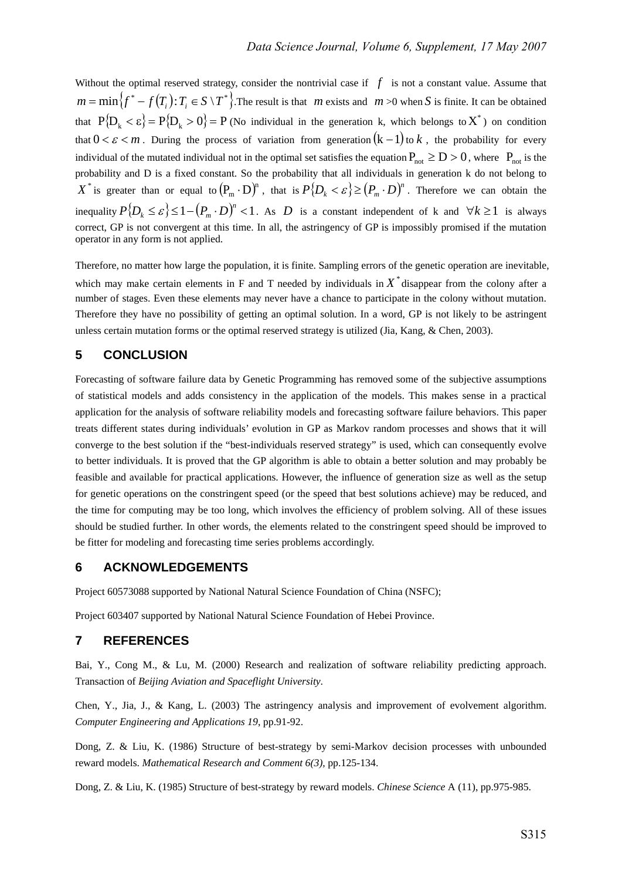Without the optimal reserved strategy, consider the nontrivial case if $f$ is not a constant value. Assume that $m = \min\{f^* - f(T_i) : T_i \in S \setminus T^*\}$.The result is that $m$ exists and $m$ >0 when $S$ is finite. It can be obtained that $\mathrm{P}\{\mathrm{D}_k < \varepsilon\} = \mathrm{P}\{\mathrm{D}_k > 0\} = \mathrm{P}$ (No individual in the generation k, which belongs to $\mathrm{X}^*$) on condition that $0 < \varepsilon < m$. During the process of variation from generation $(k-1)$ to $k$, the probability for every individual of the mutated individual not in the optimal set satisfies the equation $\mathrm{P}_{\mathrm{not}} \geq \mathrm{D} > 0$, where $\mathrm{P}_{\mathrm{not}}$ is the probability and D is a fixed constant. So the probability that all individuals in generation k do not belong to $X^*$ is greater than or equal to $(\mathrm{P}_m \cdot \mathrm{D})^n$, that is $P\{D_k < \varepsilon\} \geq (P_m \cdot D)^n$. Therefore we can obtain the inequality $P\{D_k \leq \varepsilon\} \leq 1 - (P_m \cdot D)^n < 1$. As $D$ is a constant independent of k and $\forall k \geq 1$ is always correct, GP is not convergent at this time. In all, the astringency of GP is impossibly promised if the mutation operator in any form is not applied.

Therefore, no matter how large the population, it is finite. Sampling errors of the genetic operation are inevitable, which may make certain elements in F and T needed by individuals in $X^*$ disappear from the colony after a number of stages. Even these elements may never have a chance to participate in the colony without mutation. Therefore they have no possibility of getting an optimal solution. In a word, GP is not likely to be astringent unless certain mutation forms or the optimal reserved strategy is utilized (Jia, Kang, & Chen, 2003).

## 5 CONCLUSION

Forecasting of software failure data by Genetic Programming has removed some of the subjective assumptions of statistical models and adds consistency in the application of the models. This makes sense in a practical application for the analysis of software reliability models and forecasting software failure behaviors. This paper treats different states during individuals' evolution in GP as Markov random processes and shows that it will converge to the best solution if the "best-individuals reserved strategy" is used, which can consequently evolve to better individuals. It is proved that the GP algorithm is able to obtain a better solution and may probably be feasible and available for practical applications. However, the influence of generation size as well as the setup for genetic operations on the constringent speed (or the speed that best solutions achieve) may be reduced, and the time for computing may be too long, which involves the efficiency of problem solving. All of these issues should be studied further. In other words, the elements related to the constringent speed should be improved to be fitter for modeling and forecasting time series problems accordingly.

## 6 ACKNOWLEDGEMENTS

Project 60573088 supported by National Natural Science Foundation of China (NSFC);

Project 603407 supported by National Natural Science Foundation of Hebei Province.

## 7 REFERENCES

Bai, Y., Cong M., & Lu, M. (2000) Research and realization of software reliability predicting approach. Transaction of *Beijing Aviation and Spaceflight University*.

Chen, Y., Jia, J., & Kang, L. (2003) The astringency analysis and improvement of evolvement algorithm. *Computer Engineering and Applications 19*, pp.91-92.

Dong, Z. & Liu, K. (1986) Structure of best-strategy by semi-Markov decision processes with unbounded reward models. *Mathematical Research and Comment 6(3)*, pp.125-134.

Dong, Z. & Liu, K. (1985) Structure of best-strategy by reward models. *Chinese Science* A (11), pp.975-985.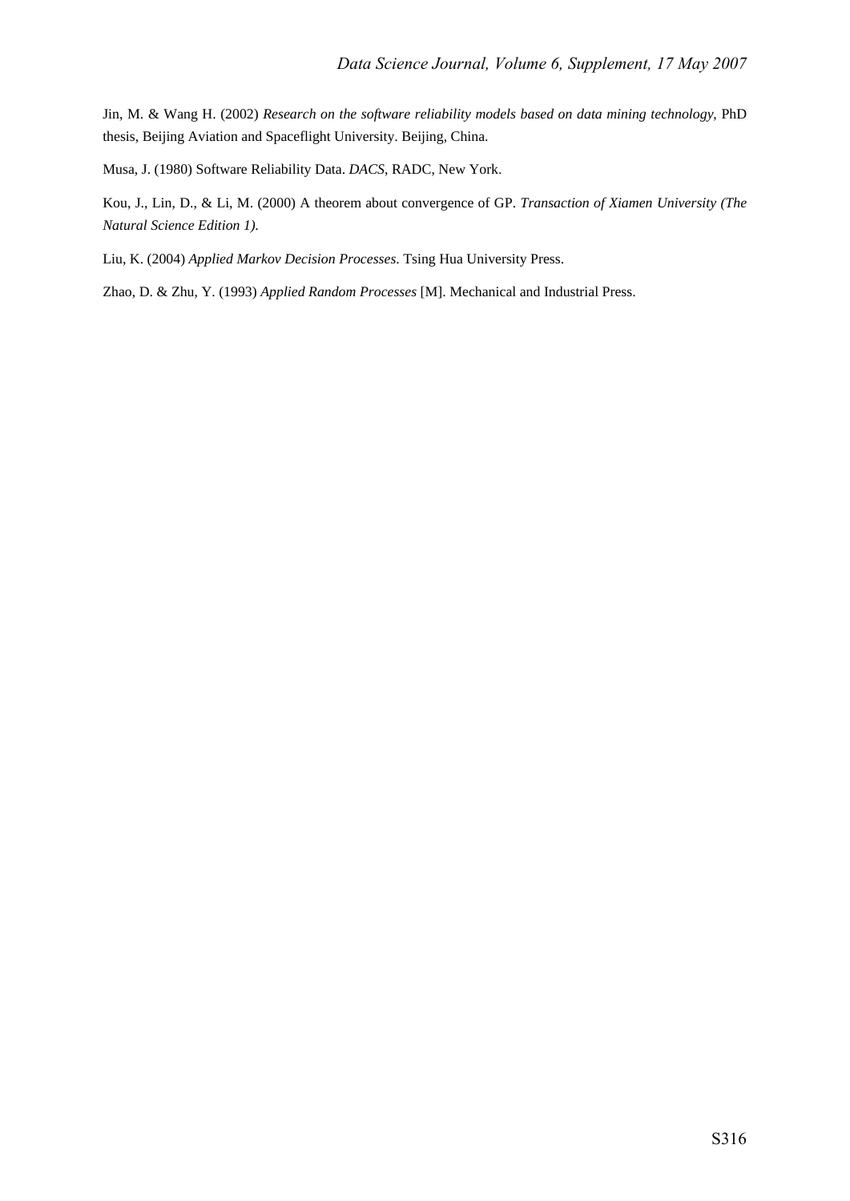Jin, M. & Wang H. (2002) *Research on the software reliability models based on data mining technology*, PhD thesis, Beijing Aviation and Spaceflight University. Beijing, China.

Musa, J. (1980) Software Reliability Data. *DACS*, RADC, New York.

Kou, J., Lin, D., & Li, M. (2000) A theorem about convergence of GP. *Transaction of Xiamen University (The Natural Science Edition 1).*

Liu, K. (2004) *Applied Markov Decision Processes.* Tsing Hua University Press.

Zhao, D. & Zhu, Y. (1993) *Applied Random Processes* [M]. Mechanical and Industrial Press.